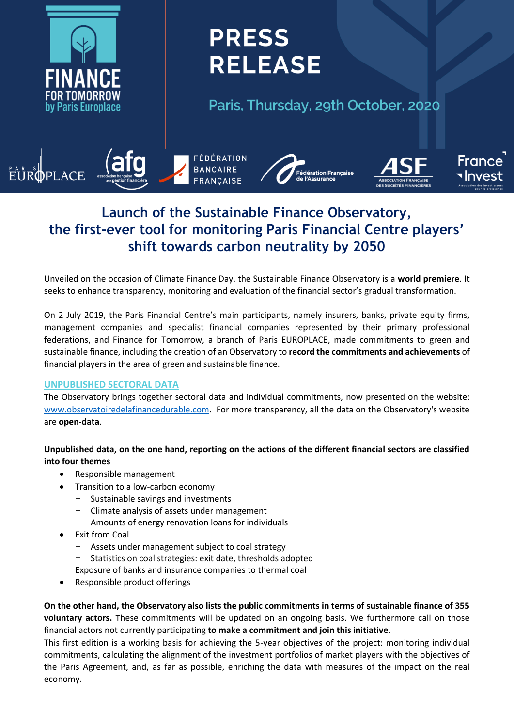FINANCE FOR TOMORROW by Paris Europlace

# PRESS RELEASE

Paris, Thursday, 29th October, 2020

## Launch of the Sustainable Finance Observatory, the first-ever tool for monitoring Paris Financial Centre players' shift towards carbon neutrality by 2050

Unveiled on the occasion of Climate Finance Day, the Sustainable Finance Observatory is a **world premiere**. It seeks to enhance transparency, monitoring and evaluation of the financial sector's gradual transformation.

On 2 July 2019, the Paris Financial Centre's main participants, namely insurers, banks, private equity firms, management companies and specialist financial companies represented by their primary professional federations, and Finance for Tomorrow, a branch of Paris EUROPLACE, made commitments to green and sustainable finance, including the creation of an Observatory to **record the commitments and achievements** of financial players in the area of green and sustainable finance.

### UNPUBLISHED SECTORAL DATA

The Observatory brings together sectoral data and individual commitments, now presented on the website: www.observatoiredelafinancedurable.com. For more transparency, all the data on the Observatory's website are **open-data**.

**Unpublished data, on the one hand, reporting on the actions of the different financial sectors are classified into four themes**

- Responsible management
- Transition to a low-carbon economy
  - Sustainable savings and investments
  - Climate analysis of assets under management
  - Amounts of energy renovation loans for individuals
- Exit from Coal
  - Assets under management subject to coal strategy
  - Statistics on coal strategies: exit date, thresholds adopted

  Exposure of banks and insurance companies to thermal coal
- Responsible product offerings

**On the other hand, the Observatory also lists the public commitments in terms of sustainable finance of 355 voluntary actors.** These commitments will be updated on an ongoing basis. We furthermore call on those financial actors not currently participating **to make a commitment and join this initiative.**

This first edition is a working basis for achieving the 5-year objectives of the project: monitoring individual commitments, calculating the alignment of the investment portfolios of market players with the objectives of the Paris Agreement, and, as far as possible, enriching the data with measures of the impact on the real economy.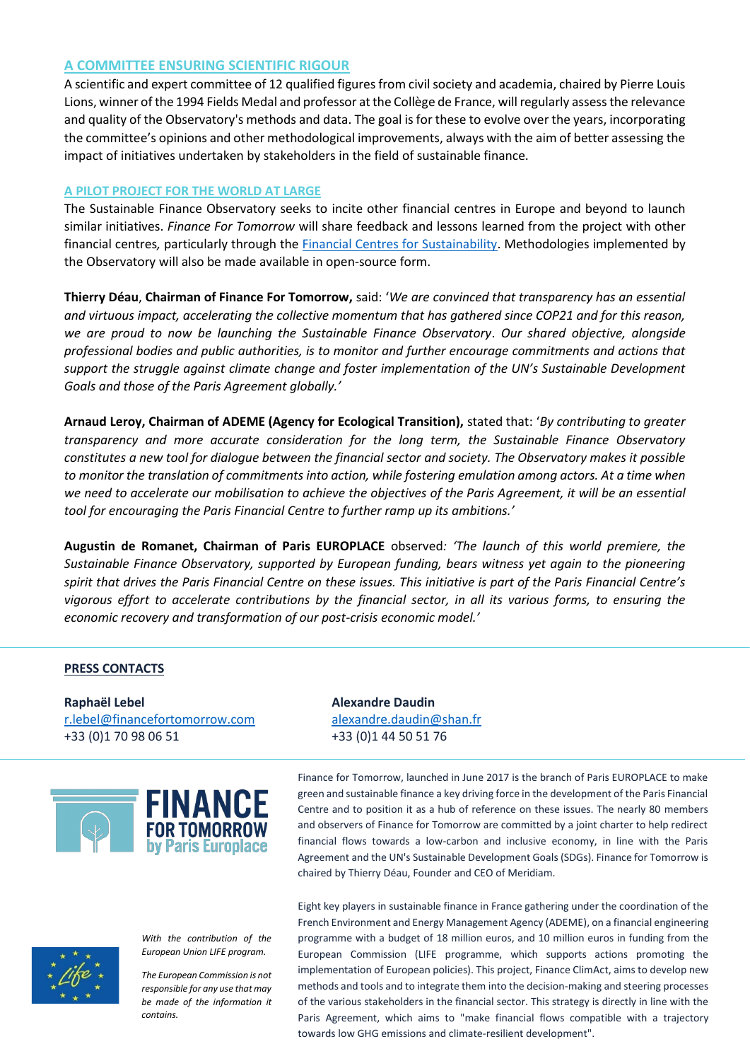## A COMMITTEE ENSURING SCIENTIFIC RIGOUR

A scientific and expert committee of 12 qualified figures from civil society and academia, chaired by Pierre Louis Lions, winner of the 1994 Fields Medal and professor at the Collège de France, will regularly assess the relevance and quality of the Observatory's methods and data. The goal is for these to evolve over the years, incorporating the committee's opinions and other methodological improvements, always with the aim of better assessing the impact of initiatives undertaken by stakeholders in the field of sustainable finance.

## A PILOT PROJECT FOR THE WORLD AT LARGE

The Sustainable Finance Observatory seeks to incite other financial centres in Europe and beyond to launch similar initiatives. *Finance For Tomorrow* will share feedback and lessons learned from the project with other financial centres, particularly through the Financial Centres for Sustainability. Methodologies implemented by the Observatory will also be made available in open-source form.

**Thierry Déau**, **Chairman of Finance For Tomorrow,** said: '*We are convinced that transparency has an essential and virtuous impact, accelerating the collective momentum that has gathered since COP21 and for this reason, we are proud to now be launching the Sustainable Finance Observatory. Our shared objective, alongside professional bodies and public authorities, is to monitor and further encourage commitments and actions that support the struggle against climate change and foster implementation of the UN's Sustainable Development Goals and those of the Paris Agreement globally.'*

**Arnaud Leroy, Chairman of ADEME (Agency for Ecological Transition),** stated that: '*By contributing to greater transparency and more accurate consideration for the long term, the Sustainable Finance Observatory constitutes a new tool for dialogue between the financial sector and society. The Observatory makes it possible to monitor the translation of commitments into action, while fostering emulation among actors. At a time when we need to accelerate our mobilisation to achieve the objectives of the Paris Agreement, it will be an essential tool for encouraging the Paris Financial Centre to further ramp up its ambitions.'*

**Augustin de Romanet, Chairman of Paris EUROPLACE** observed: *'The launch of this world premiere, the Sustainable Finance Observatory, supported by European funding, bears witness yet again to the pioneering spirit that drives the Paris Financial Centre on these issues. This initiative is part of the Paris Financial Centre's vigorous effort to accelerate contributions by the financial sector, in all its various forms, to ensuring the economic recovery and transformation of our post-crisis economic model.'*

## PRESS CONTACTS

**Raphaël Lebel**
r.lebel@financefortomorrow.com
+33 (0)1 70 98 06 51

**Alexandre Daudin**
alexandre.daudin@shan.fr
+33 (0)1 44 50 51 76

Finance for Tomorrow, launched in June 2017 is the branch of Paris EUROPLACE to make green and sustainable finance a key driving force in the development of the Paris Financial Centre and to position it as a hub of reference on these issues. The nearly 80 members and observers of Finance for Tomorrow are committed by a joint charter to help redirect financial flows towards a low-carbon and inclusive economy, in line with the Paris Agreement and the UN's Sustainable Development Goals (SDGs). Finance for Tomorrow is chaired by Thierry Déau, Founder and CEO of Meridiam.

*With the contribution of the European Union LIFE program.*

*The European Commission is not responsible for any use that may be made of the information it contains.*

Eight key players in sustainable finance in France gathering under the coordination of the French Environment and Energy Management Agency (ADEME), on a financial engineering programme with a budget of 18 million euros, and 10 million euros in funding from the European Commission (LIFE programme, which supports actions promoting the implementation of European policies). This project, Finance ClimAct, aims to develop new methods and tools and to integrate them into the decision-making and steering processes of the various stakeholders in the financial sector. This strategy is directly in line with the Paris Agreement, which aims to "make financial flows compatible with a trajectory towards low GHG emissions and climate-resilient development".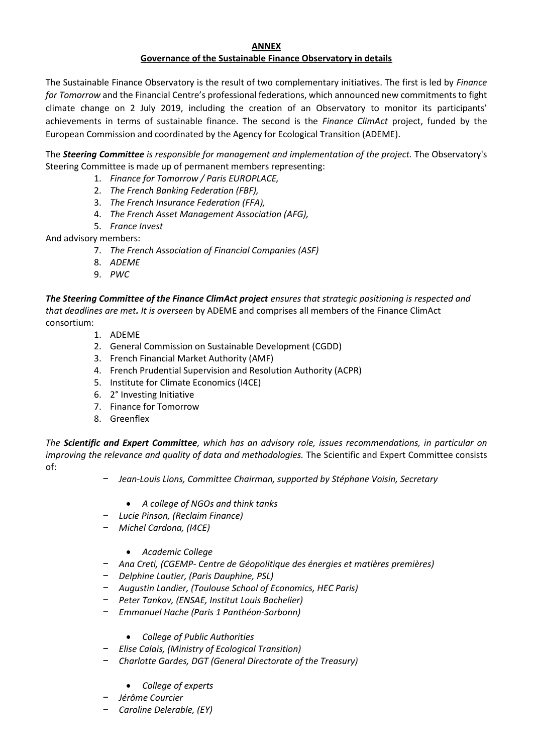**ANNEX**

**Governance of the Sustainable Finance Observatory in details**

The Sustainable Finance Observatory is the result of two complementary initiatives. The first is led by *Finance for Tomorrow* and the Financial Centre's professional federations, which announced new commitments to fight climate change on 2 July 2019, including the creation of an Observatory to monitor its participants' achievements in terms of sustainable finance. The second is the *Finance ClimAct* project, funded by the European Commission and coordinated by the Agency for Ecological Transition (ADEME).

The ***Steering Committee*** *is responsible for management and implementation of the project.* The Observatory's Steering Committee is made up of permanent members representing:

1. *Finance for Tomorrow / Paris EUROPLACE,*
2. *The French Banking Federation (FBF),*
3. *The French Insurance Federation (FFA),*
4. *The French Asset Management Association (AFG),*
5. *France Invest*

And advisory members:

7. *The French Association of Financial Companies (ASF)*
8. *ADEME*
9. *PWC*

***The Steering Committee of the Finance ClimAct project*** *ensures that strategic positioning is respected and that deadlines are met**.** It is overseen* by ADEME and comprises all members of the Finance ClimAct consortium:

1. ADEME
2. General Commission on Sustainable Development (CGDD)
3. French Financial Market Authority (AMF)
4. French Prudential Supervision and Resolution Authority (ACPR)
5. Institute for Climate Economics (I4CE)
6. 2° Investing Initiative
7. Finance for Tomorrow
8. Greenflex

*The **Scientific and Expert Committee**, which has an advisory role, issues recommendations, in particular on improving the relevance and quality of data and methodologies.* The Scientific and Expert Committee consists of:

- *Jean-Louis Lions, Committee Chairman, supported by Stéphane Voisin, Secretary*

  - *A college of NGOs and think tanks*
- *Lucie Pinson, (Reclaim Finance)*
- *Michel Cardona, (I4CE)*

  - *Academic College*
- *Ana Creti, (CGEMP- Centre de Géopolitique des énergies et matières premières)*
- *Delphine Lautier, (Paris Dauphine, PSL)*
- *Augustin Landier, (Toulouse School of Economics, HEC Paris)*
- *Peter Tankov, (ENSAE, Institut Louis Bachelier)*
- *Emmanuel Hache (Paris 1 Panthéon-Sorbonn)*

  - *College of Public Authorities*
- *Elise Calais, (Ministry of Ecological Transition)*
- *Charlotte Gardes, DGT (General Directorate of the Treasury)*

  - *College of experts*
- *Jérôme Courcier*
- *Caroline Delerable, (EY)*